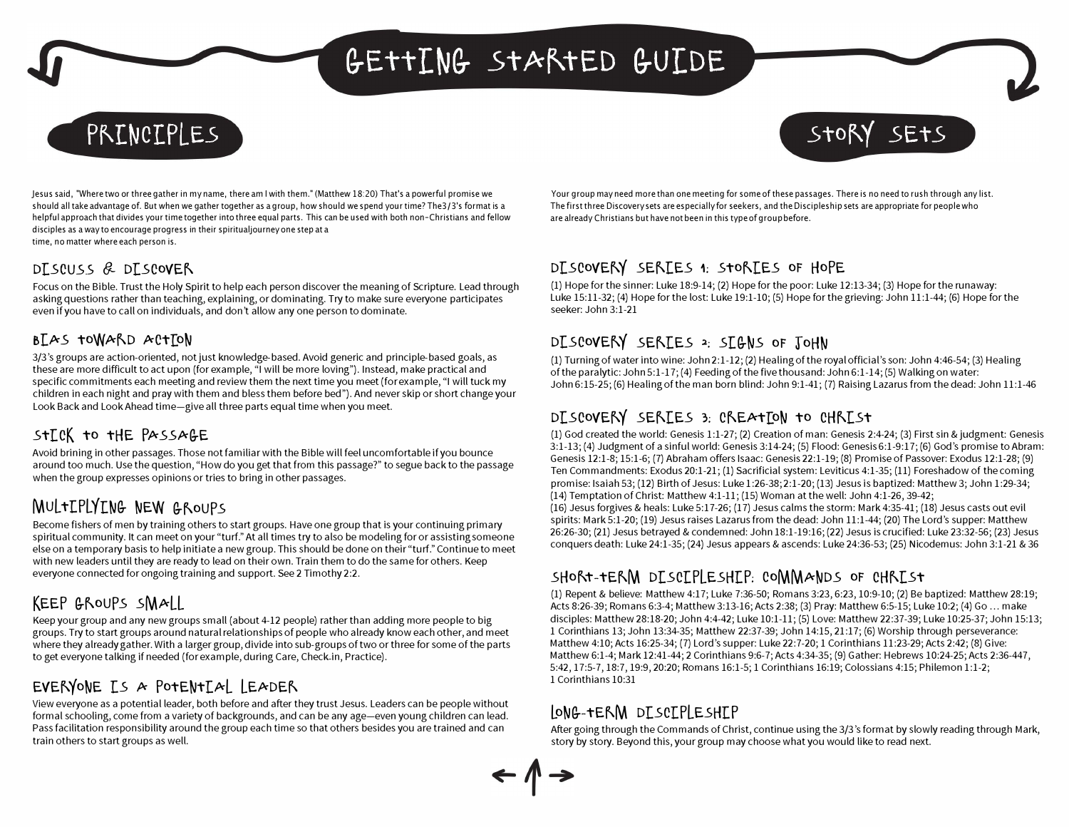# GETTING STARTED GUIDE

## PRINCIPLES

Jesus said, "Where two or three gather in my name, there am I with them." (Matthew 18:20) That's a powerful promise we should all take advantage of. But when we gather together as a group, how should we spend your time? The3/3's format is a helpful approach that divides your time together into three equal parts. This can be used with both non-Christians and fellow disciples as a way to encourage progress in their spiritualjourney one step at a time, no matter where each person is.

### DISCUSS & DISCOVER

Focus on the Bible. Trust the Holy Spirit to help each person discover the meaning of Scripture. Lead through asking questions rather than teaching, explaining, or dominating. Try to make sure everyone participates even if you have to call on individuals, and don't allow any one person to dominate.

### BIAS TOWARD ACTION

3/3's groups are action-oriented, not just knowledge-based. Avoid generic and principle-based goals, as these are more difficult to act upon (for example, "I will be more loving"). Instead, make practical and specific commitments each meeting and review them the next time you meet (for example, "I will tuck my children in each night and pray with them and bless them before bed"). And never skip or short change your Look Back and Look Ahead time—give all three parts equal time when you meet.

### STICK TO THE PASSAGE

Avoid brining in other passages. Those not familiar with the Bible will feel uncomfortable if you bounce around too much. Use the question, "How do you get that from this passage?" to segue back to the passage when the group expresses opinions or tries to bring in other passages.

### MULTIPLYING NEW GROUPS

Become fishers of men by training others to start groups. Have one group that is your continuing primary spiritual community. It can meet on your "turf." At all times try to also be modeling for or assisting someone else on a temporary basis to help initiate a new group. This should be done on their "turf." Continue to meet with new leaders until they are ready to lead on their own. Train them to do the same for others. Keep everyone connected for ongoing training and support. See 2 Timothy 2:2.

### KEEP GROUPS SMALL

Keep your group and any new groups small (about 4-12 people) rather than adding more people to big groups. Try to start groups around natural relationships of people who already know each other, and meet where they already gather. With a larger group, divide into sub-groups of two or three for some of the parts to get everyone talking if needed (for example, during Care, Check-in, Practice).

### EVERYONE IS A POTENTIAL LEADER

View everyone as a potential leader, both before and after they trust Jesus. Leaders can be people without formal schooling, come from a variety of backgrounds, and can be any age—even young children can lead. Pass facilitation responsibility around the group each time so that others besides you are trained and can train others to start groups as well.

## STORY SETS

Your group may need more than one meeting for some of these passages. There is no need to rush through any list. The first three Discovery sets are especially for seekers, and the Discipleship sets are appropriate for people who are already Christians but have not been in this type of group before.

### DISCOVERY SERIES 1: STORIES OF HOPE

(1) Hope for the sinner: Luke 18:9-14; (2) Hope for the poor: Luke 12:13-34; (3) Hope for the runaway: Luke 15:11-32; (4) Hope for the lost: Luke 19:1-10; (5) Hope for the grieving: John 11:1-44; (6) Hope for the seeker: John 3:1-21

### DISCOVERY SERIES 2: SIGNS OF JOHN

(1) Turning of water into wine: John 2:1-12; (2) Healing of the royal official's son: John 4:46-54; (3) Healing of the paralytic: John 5:1-17; (4) Feeding of the five thousand: John 6:1-14; (5) Walking on water: John 6:15-25; (6) Healing of the man born blind: John 9:1-41; (7) Raising Lazarus from the dead: John 11:1-46

### DISCOVERY SERIES 3: CREATION TO CHRIST

(1) God created the world: Genesis 1:1-27; (2) Creation of man: Genesis 2:4-24; (3) First sin & judgment: Genesis 3:1-13; (4) Judgment of a sinful world: Genesis 3:14-24; (5) Flood: Genesis 6:1-9:17; (6) God's promise to Abram: Genesis 12:1-8; 15:1-6; (7) Abraham offers Isaac: Genesis 22:1-19; (8) Promise of Passover: Exodus 12:1-28; (9) Ten Commandments: Exodus 20:1-21; (1) Sacrificial system: Leviticus 4:1-35; (11) Foreshadow of the coming promise: Isaiah 53; (12) Birth of Jesus: Luke 1:26-38; 2:1-20; (13) Jesus is baptized: Matthew 3; John 1:29-34; (14) Temptation of Christ: Matthew 4:1-11; (15) Woman at the well: John 4:1-26, 39-42; (16) Jesus forgives & heals: Luke 5:17-26; (17) Jesus calms the storm: Mark 4:35-41; (18) Jesus casts out evil spirits: Mark 5:1-20; (19) Jesus raises Lazarus from the dead: John 11:1-44; (20) The Lord's supper: Matthew 26:26-30; (21) Jesus betrayed & condemned: John 18:1-19:16; (22) Jesus is crucified: Luke 23:32-56; (23) Jesus conquers death: Luke 24:1-35; (24) Jesus appears & ascends: Luke 24:36-53; (25) Nicodemus: John 3:1-21 & 36

### SHORT-TERM DISCIPLESHIP: COMMANDS OF CHRIST

(1) Repent & believe: Matthew 4:17; Luke 7:36-50; Romans 3:23, 6:23, 10:9-10; (2) Be baptized: Matthew 28:19; Acts 8:26-39; Romans 6:3-4; Matthew 3:13-16; Acts 2:38; (3) Pray: Matthew 6:5-15; Luke 10:2; (4) Go … make disciples: Matthew 28:18-20; John 4:4-42; Luke 10:1-11; (5) Love: Matthew 22:37-39; Luke 10:25-37; John 15:13; 1 Corinthians 13; John 13:34-35; Matthew 22:37-39; John 14:15, 21:17; (6) Worship through perseverance: Matthew 4:10; Acts 16:25-34; (7) Lord's supper: Luke 22:7-20; 1 Corinthians 11:23-29; Acts 2:42; (8) Give: Matthew 6:1-4; Mark 12:41-44; 2 Corinthians 9:6-7; Acts 4:34-35; (9) Gather: Hebrews 10:24-25; Acts 2:36-447, 5:42, 17:5-7, 18:7, 19:9, 20:20; Romans 16:1-5; 1 Corinthians 16:19; Colossians 4:15; Philemon 1:1-2; 1 Corinthians 10:31

### LONG-TERM DISCIPLESHIP

After going through the Commands of Christ, continue using the 3/3's format by slowly reading through Mark, story by story. Beyond this, your group may choose what you would like to read next.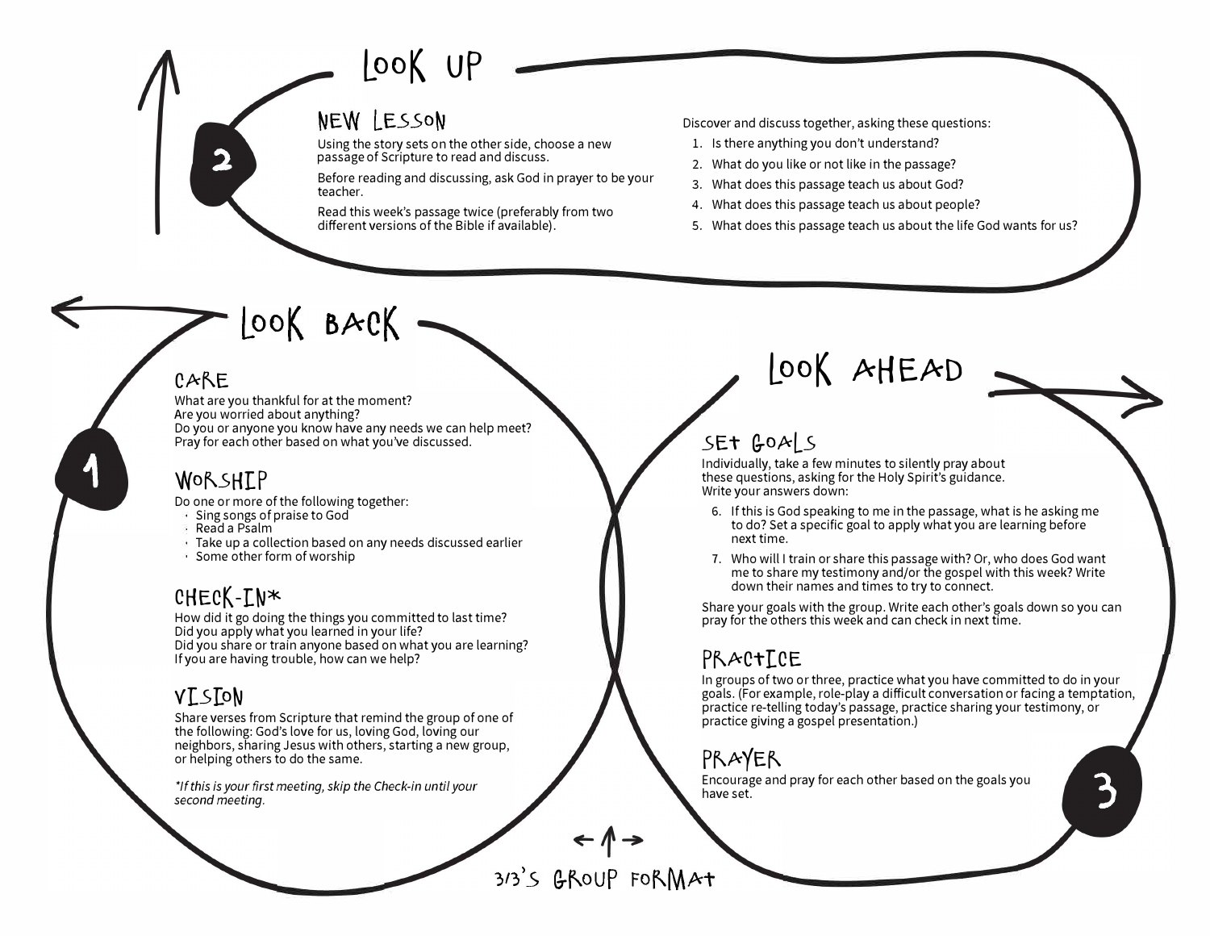# 3/3's Group Format

## 1 Look Back

### Care

What are you thankful for at the moment?
Are you worried about anything?
Do you or anyone you know have any needs we can help meet?
Pray for each other based on what you've discussed.

### Worship

Do one or more of the following together:

- Sing songs of praise to God
- Read a Psalm
- Take up a collection based on any needs discussed earlier
- Some other form of worship

### Check-in*

How did it go doing the things you committed to last time?
Did you apply what you learned in your life?
Did you share or train anyone based on what you are learning?
If you are having trouble, how can we help?

### Vision

Share verses from Scripture that remind the group of one of the following: God's love for us, loving God, loving our neighbors, sharing Jesus with others, starting a new group, or helping others to do the same.

*\*If this is your first meeting, skip the Check-in until your second meeting.*

## 2 Look Up

### New Lesson

Using the story sets on the other side, choose a new passage of Scripture to read and discuss.

Before reading and discussing, ask God in prayer to be your teacher.

Read this week's passage twice (preferably from two different versions of the Bible if available).

Discover and discuss together, asking these questions:

1. Is there anything you don't understand?
2. What do you like or not like in the passage?
3. What does this passage teach us about God?
4. What does this passage teach us about people?
5. What does this passage teach us about the life God wants for us?

## 3 Look Ahead

### Set Goals

Individually, take a few minutes to silently pray about these questions, asking for the Holy Spirit's guidance. Write your answers down:

6. If this is God speaking to me in the passage, what is he asking me to do? Set a specific goal to apply what you are learning before next time.
7. Who will I train or share this passage with? Or, who does God want me to share my testimony and/or the gospel with this week? Write down their names and times to try to connect.

Share your goals with the group. Write each other's goals down so you can pray for the others this week and can check in next time.

### Practice

In groups of two or three, practice what you have committed to do in your goals. (For example, role-play a difficult conversation or facing a temptation, practice re-telling today's passage, practice sharing your testimony, or practice giving a gospel presentation.)

### Prayer

Encourage and pray for each other based on the goals you have set.